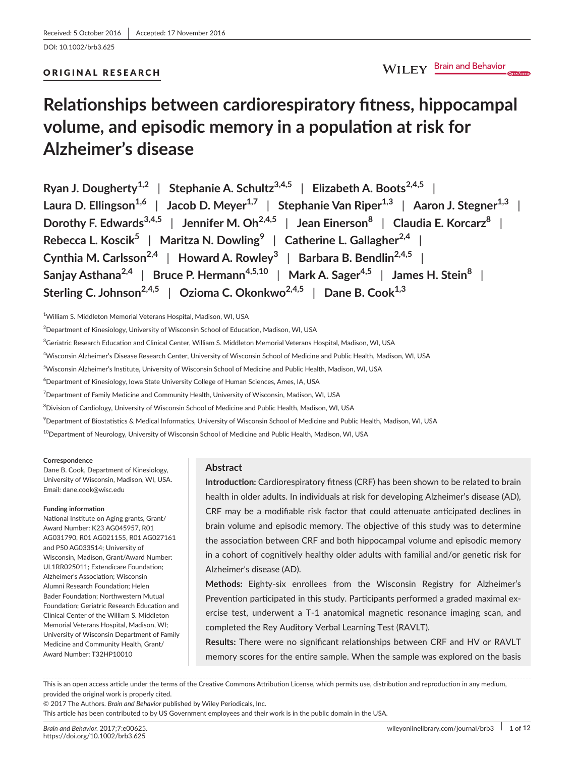Received: 5 October 2016 | Accepted: 17 November 2016

DOI: 10.1002/brb3.625

ORIGINAL RESEARCH

# Relationships between cardiorespiratory fitness, hippocampal volume, and episodic memory in a population at risk for Alzheimer's disease

Ryan J. Dougherty[1,2] | Stephanie A. Schultz[3,4,5] | Elizabeth A. Boots[2,4,5] | Laura D. Ellingson[1,6] | Jacob D. Meyer[1,7] | Stephanie Van Riper[1,3] | Aaron J. Stegner[1,3] | Dorothy F. Edwards[3,4,5] | Jennifer M. Oh[2,4,5] | Jean Einerson[8] | Claudia E. Korcarz[8] | Rebecca L. Koscik[5] | Maritza N. Dowling[9] | Catherine L. Gallagher[2,4] | Cynthia M. Carlsson[2,4] | Howard A. Rowley[3] | Barbara B. Bendlin[2,4,5] | Sanjay Asthana[2,4] | Bruce P. Hermann[4,5,10] | Mark A. Sager[4,5] | James H. Stein[8] | Sterling C. Johnson[2,4,5] | Ozioma C. Okonkwo[2,4,5] | Dane B. Cook[1,3]

[1]William S. Middleton Memorial Veterans Hospital, Madison, WI, USA

[2]Department of Kinesiology, University of Wisconsin School of Education, Madison, WI, USA

[3]Geriatric Research Education and Clinical Center, William S. Middleton Memorial Veterans Hospital, Madison, WI, USA

[4]Wisconsin Alzheimer's Disease Research Center, University of Wisconsin School of Medicine and Public Health, Madison, WI, USA

[5]Wisconsin Alzheimer's Institute, University of Wisconsin School of Medicine and Public Health, Madison, WI, USA

[6]Department of Kinesiology, Iowa State University College of Human Sciences, Ames, IA, USA

[7]Department of Family Medicine and Community Health, University of Wisconsin, Madison, WI, USA

[8]Division of Cardiology, University of Wisconsin School of Medicine and Public Health, Madison, WI, USA

[9]Department of Biostatistics & Medical Informatics, University of Wisconsin School of Medicine and Public Health, Madison, WI, USA

[10]Department of Neurology, University of Wisconsin School of Medicine and Public Health, Madison, WI, USA

**Correspondence**

Dane B. Cook, Department of Kinesiology, University of Wisconsin, Madison, WI, USA.
Email: dane.cook@wisc.edu

**Funding information**

National Institute on Aging grants, Grant/Award Number: K23 AG045957, R01 AG031790, R01 AG021155, R01 AG027161 and P50 AG033514; University of Wisconsin, Madison, Grant/Award Number: UL1RR025011; Extendicare Foundation; Alzheimer's Association; Wisconsin Alumni Research Foundation; Helen Bader Foundation; Northwestern Mutual Foundation; Geriatric Research Education and Clinical Center of the William S. Middleton Memorial Veterans Hospital, Madison, WI; University of Wisconsin Department of Family Medicine and Community Health, Grant/Award Number: T32HP10010

## Abstract

**Introduction:** Cardiorespiratory fitness (CRF) has been shown to be related to brain health in older adults. In individuals at risk for developing Alzheimer's disease (AD), CRF may be a modifiable risk factor that could attenuate anticipated declines in brain volume and episodic memory. The objective of this study was to determine the association between CRF and both hippocampal volume and episodic memory in a cohort of cognitively healthy older adults with familial and/or genetic risk for Alzheimer's disease (AD).

**Methods:** Eighty-six enrollees from the Wisconsin Registry for Alzheimer's Prevention participated in this study. Participants performed a graded maximal exercise test, underwent a T-1 anatomical magnetic resonance imaging scan, and completed the Rey Auditory Verbal Learning Test (RAVLT).

**Results:** There were no significant relationships between CRF and HV or RAVLT memory scores for the entire sample. When the sample was explored on the basis

This is an open access article under the terms of the Creative Commons Attribution License, which permits use, distribution and reproduction in any medium, provided the original work is properly cited.

© 2017 The Authors. *Brain and Behavior* published by Wiley Periodicals, Inc.

This article has been contributed to by US Government employees and their work is in the public domain in the USA.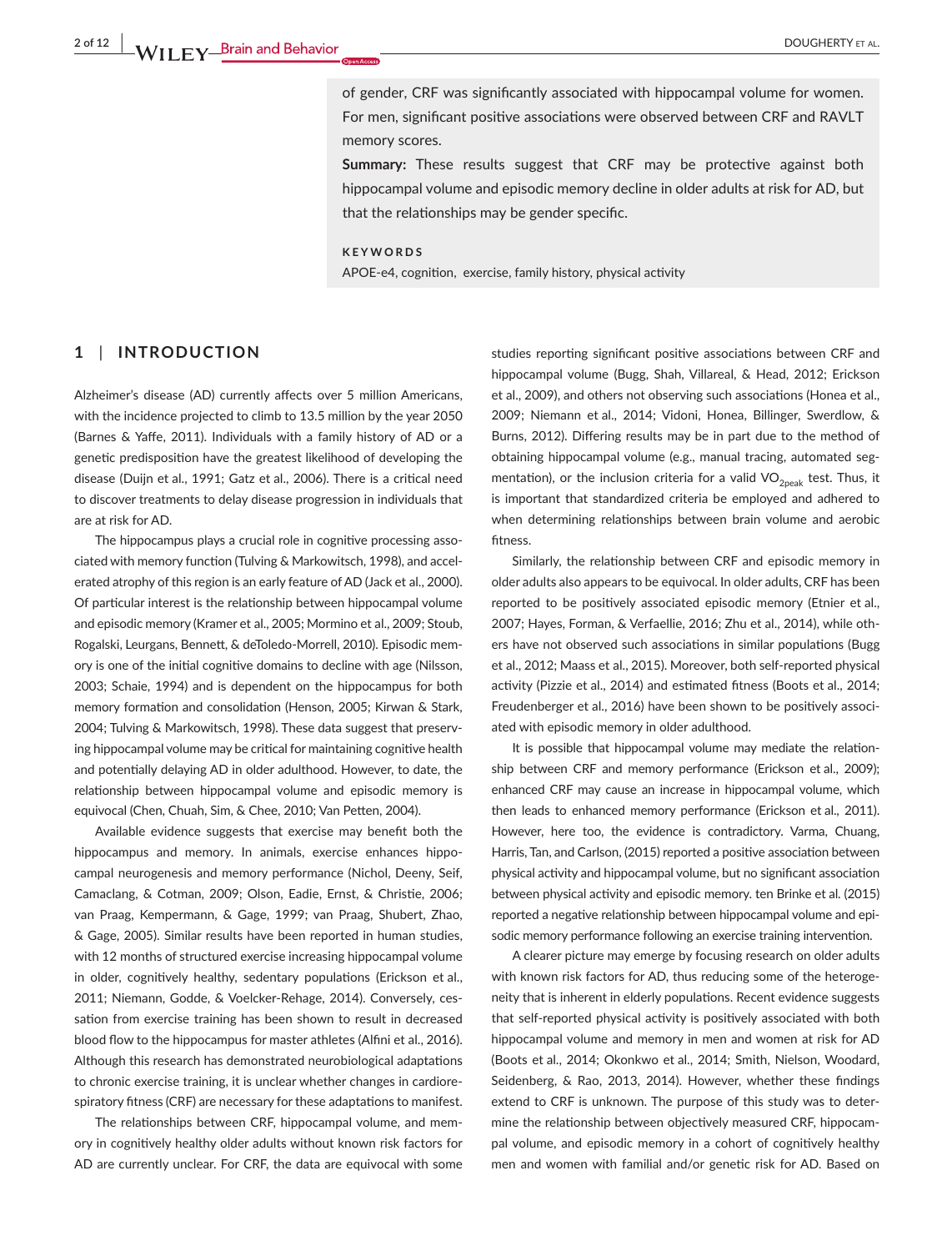of gender, CRF was significantly associated with hippocampal volume for women. For men, significant positive associations were observed between CRF and RAVLT memory scores.

**Summary:** These results suggest that CRF may be protective against both hippocampal volume and episodic memory decline in older adults at risk for AD, but that the relationships may be gender specific.

**KEYWORDS**

APOE-e4, cognition, exercise, family history, physical activity

## 1 | INTRODUCTION

Alzheimer's disease (AD) currently affects over 5 million Americans, with the incidence projected to climb to 13.5 million by the year 2050 (Barnes & Yaffe, 2011). Individuals with a family history of AD or a genetic predisposition have the greatest likelihood of developing the disease (Duijn et al., 1991; Gatz et al., 2006). There is a critical need to discover treatments to delay disease progression in individuals that are at risk for AD.

The hippocampus plays a crucial role in cognitive processing associated with memory function (Tulving & Markowitsch, 1998), and accelerated atrophy of this region is an early feature of AD (Jack et al., 2000). Of particular interest is the relationship between hippocampal volume and episodic memory (Kramer et al., 2005; Mormino et al., 2009; Stoub, Rogalski, Leurgans, Bennett, & deToledo-Morrell, 2010). Episodic memory is one of the initial cognitive domains to decline with age (Nilsson, 2003; Schaie, 1994) and is dependent on the hippocampus for both memory formation and consolidation (Henson, 2005; Kirwan & Stark, 2004; Tulving & Markowitsch, 1998). These data suggest that preserving hippocampal volume may be critical for maintaining cognitive health and potentially delaying AD in older adulthood. However, to date, the relationship between hippocampal volume and episodic memory is equivocal (Chen, Chuah, Sim, & Chee, 2010; Van Petten, 2004).

Available evidence suggests that exercise may benefit both the hippocampus and memory. In animals, exercise enhances hippocampal neurogenesis and memory performance (Nichol, Deeny, Seif, Camaclang, & Cotman, 2009; Olson, Eadie, Ernst, & Christie, 2006; van Praag, Kempermann, & Gage, 1999; van Praag, Shubert, Zhao, & Gage, 2005). Similar results have been reported in human studies, with 12 months of structured exercise increasing hippocampal volume in older, cognitively healthy, sedentary populations (Erickson et al., 2011; Niemann, Godde, & Voelcker-Rehage, 2014). Conversely, cessation from exercise training has been shown to result in decreased blood flow to the hippocampus for master athletes (Alfini et al., 2016). Although this research has demonstrated neurobiological adaptations to chronic exercise training, it is unclear whether changes in cardiorespiratory fitness (CRF) are necessary for these adaptations to manifest.

The relationships between CRF, hippocampal volume, and memory in cognitively healthy older adults without known risk factors for AD are currently unclear. For CRF, the data are equivocal with some studies reporting significant positive associations between CRF and hippocampal volume (Bugg, Shah, Villareal, & Head, 2012; Erickson et al., 2009), and others not observing such associations (Honea et al., 2009; Niemann et al., 2014; Vidoni, Honea, Billinger, Swerdlow, & Burns, 2012). Differing results may be in part due to the method of obtaining hippocampal volume (e.g., manual tracing, automated segmentation), or the inclusion criteria for a valid $VO_{2peak}$ test. Thus, it is important that standardized criteria be employed and adhered to when determining relationships between brain volume and aerobic fitness.

Similarly, the relationship between CRF and episodic memory in older adults also appears to be equivocal. In older adults, CRF has been reported to be positively associated episodic memory (Etnier et al., 2007; Hayes, Forman, & Verfaellie, 2016; Zhu et al., 2014), while others have not observed such associations in similar populations (Bugg et al., 2012; Maass et al., 2015). Moreover, both self-reported physical activity (Pizzie et al., 2014) and estimated fitness (Boots et al., 2014; Freudenberger et al., 2016) have been shown to be positively associated with episodic memory in older adulthood.

It is possible that hippocampal volume may mediate the relationship between CRF and memory performance (Erickson et al., 2009); enhanced CRF may cause an increase in hippocampal volume, which then leads to enhanced memory performance (Erickson et al., 2011). However, here too, the evidence is contradictory. Varma, Chuang, Harris, Tan, and Carlson, (2015) reported a positive association between physical activity and hippocampal volume, but no significant association between physical activity and episodic memory. ten Brinke et al. (2015) reported a negative relationship between hippocampal volume and episodic memory performance following an exercise training intervention.

A clearer picture may emerge by focusing research on older adults with known risk factors for AD, thus reducing some of the heterogeneity that is inherent in elderly populations. Recent evidence suggests that self-reported physical activity is positively associated with both hippocampal volume and memory in men and women at risk for AD (Boots et al., 2014; Okonkwo et al., 2014; Smith, Nielson, Woodard, Seidenberg, & Rao, 2013, 2014). However, whether these findings extend to CRF is unknown. The purpose of this study was to determine the relationship between objectively measured CRF, hippocampal volume, and episodic memory in a cohort of cognitively healthy men and women with familial and/or genetic risk for AD. Based on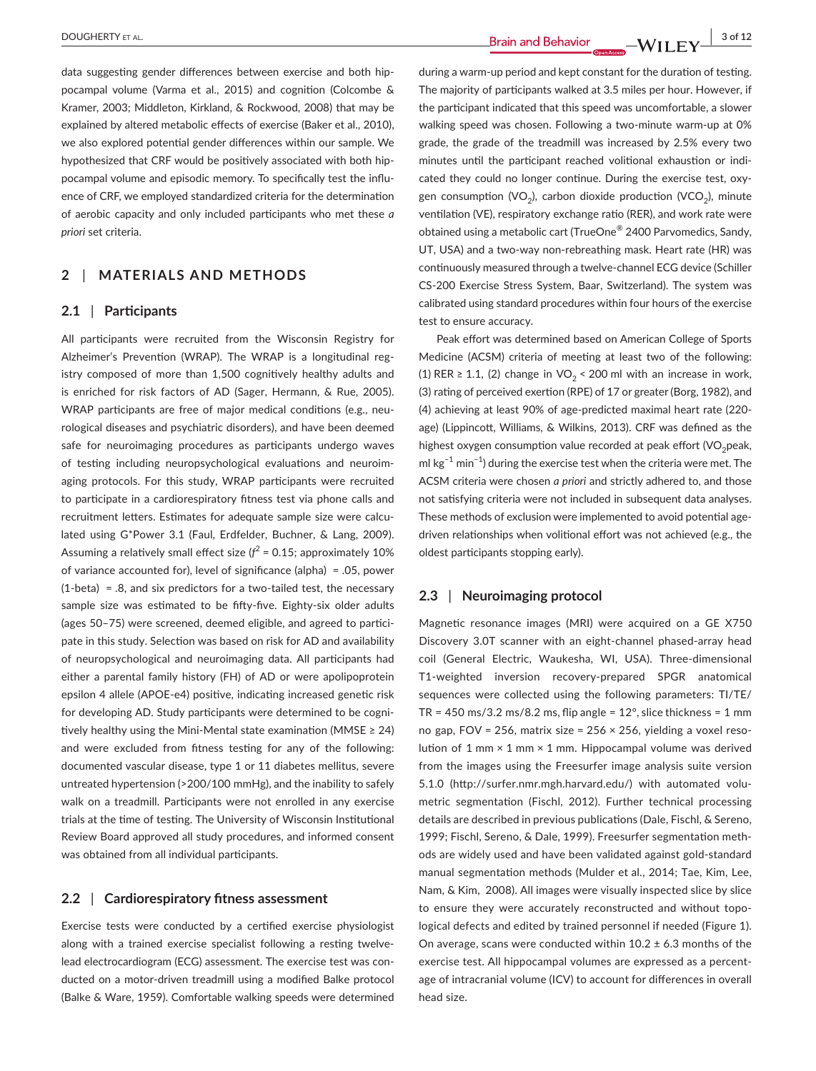data suggesting gender differences between exercise and both hippocampal volume (Varma et al., 2015) and cognition (Colcombe & Kramer, 2003; Middleton, Kirkland, & Rockwood, 2008) that may be explained by altered metabolic effects of exercise (Baker et al., 2010), we also explored potential gender differences within our sample. We hypothesized that CRF would be positively associated with both hippocampal volume and episodic memory. To specifically test the influence of CRF, we employed standardized criteria for the determination of aerobic capacity and only included participants who met these *a priori* set criteria.

## 2 | MATERIALS AND METHODS

### 2.1 | Participants

All participants were recruited from the Wisconsin Registry for Alzheimer's Prevention (WRAP). The WRAP is a longitudinal registry composed of more than 1,500 cognitively healthy adults and is enriched for risk factors of AD (Sager, Hermann, & Rue, 2005). WRAP participants are free of major medical conditions (e.g., neurological diseases and psychiatric disorders), and have been deemed safe for neuroimaging procedures as participants undergo waves of testing including neuropsychological evaluations and neuroimaging protocols. For this study, WRAP participants were recruited to participate in a cardiorespiratory fitness test via phone calls and recruitment letters. Estimates for adequate sample size were calculated using G*Power 3.1 (Faul, Erdfelder, Buchner, & Lang, 2009). Assuming a relatively small effect size ($f^2$ = 0.15; approximately 10% of variance accounted for), level of significance (alpha) = .05, power (1-beta) = .8, and six predictors for a two-tailed test, the necessary sample size was estimated to be fifty-five. Eighty-six older adults (ages 50–75) were screened, deemed eligible, and agreed to participate in this study. Selection was based on risk for AD and availability of neuropsychological and neuroimaging data. All participants had either a parental family history (FH) of AD or were apolipoprotein epsilon 4 allele (APOE-e4) positive, indicating increased genetic risk for developing AD. Study participants were determined to be cognitively healthy using the Mini-Mental state examination (MMSE ≥ 24) and were excluded from fitness testing for any of the following: documented vascular disease, type 1 or 11 diabetes mellitus, severe untreated hypertension (>200/100 mmHg), and the inability to safely walk on a treadmill. Participants were not enrolled in any exercise trials at the time of testing. The University of Wisconsin Institutional Review Board approved all study procedures, and informed consent was obtained from all individual participants.

### 2.2 | Cardiorespiratory fitness assessment

Exercise tests were conducted by a certified exercise physiologist along with a trained exercise specialist following a resting twelve-lead electrocardiogram (ECG) assessment. The exercise test was conducted on a motor-driven treadmill using a modified Balke protocol (Balke & Ware, 1959). Comfortable walking speeds were determined during a warm-up period and kept constant for the duration of testing. The majority of participants walked at 3.5 miles per hour. However, if the participant indicated that this speed was uncomfortable, a slower walking speed was chosen. Following a two-minute warm-up at 0% grade, the grade of the treadmill was increased by 2.5% every two minutes until the participant reached volitional exhaustion or indicated they could no longer continue. During the exercise test, oxygen consumption ($VO_2$), carbon dioxide production ($VCO_2$), minute ventilation (VE), respiratory exchange ratio (RER), and work rate were obtained using a metabolic cart (TrueOne® 2400 Parvomedics, Sandy, UT, USA) and a two-way non-rebreathing mask. Heart rate (HR) was continuously measured through a twelve-channel ECG device (Schiller CS-200 Exercise Stress System, Baar, Switzerland). The system was calibrated using standard procedures within four hours of the exercise test to ensure accuracy.

Peak effort was determined based on American College of Sports Medicine (ACSM) criteria of meeting at least two of the following: (1) RER ≥ 1.1, (2) change in $VO_2$ < 200 ml with an increase in work, (3) rating of perceived exertion (RPE) of 17 or greater (Borg, 1982), and (4) achieving at least 90% of age-predicted maximal heart rate (220-age) (Lippincott, Williams, & Wilkins, 2013). CRF was defined as the highest oxygen consumption value recorded at peak effort ($VO_2$peak, ml $kg^{-1}$ $min^{-1}$) during the exercise test when the criteria were met. The ACSM criteria were chosen *a priori* and strictly adhered to, and those not satisfying criteria were not included in subsequent data analyses. These methods of exclusion were implemented to avoid potential age-driven relationships when volitional effort was not achieved (e.g., the oldest participants stopping early).

### 2.3 | Neuroimaging protocol

Magnetic resonance images (MRI) were acquired on a GE X750 Discovery 3.0T scanner with an eight-channel phased-array head coil (General Electric, Waukesha, WI, USA). Three-dimensional T1-weighted inversion recovery-prepared SPGR anatomical sequences were collected using the following parameters: TI/TE/TR = 450 ms/3.2 ms/8.2 ms, flip angle = 12°, slice thickness = 1 mm no gap, FOV = 256, matrix size = 256 × 256, yielding a voxel resolution of 1 mm × 1 mm × 1 mm. Hippocampal volume was derived from the images using the Freesurfer image analysis suite version 5.1.0 (http://surfer.nmr.mgh.harvard.edu/) with automated volumetric segmentation (Fischl, 2012). Further technical processing details are described in previous publications (Dale, Fischl, & Sereno, 1999; Fischl, Sereno, & Dale, 1999). Freesurfer segmentation methods are widely used and have been validated against gold-standard manual segmentation methods (Mulder et al., 2014; Tae, Kim, Lee, Nam, & Kim, 2008). All images were visually inspected slice by slice to ensure they were accurately reconstructed and without topological defects and edited by trained personnel if needed (Figure 1). On average, scans were conducted within 10.2 ± 6.3 months of the exercise test. All hippocampal volumes are expressed as a percentage of intracranial volume (ICV) to account for differences in overall head size.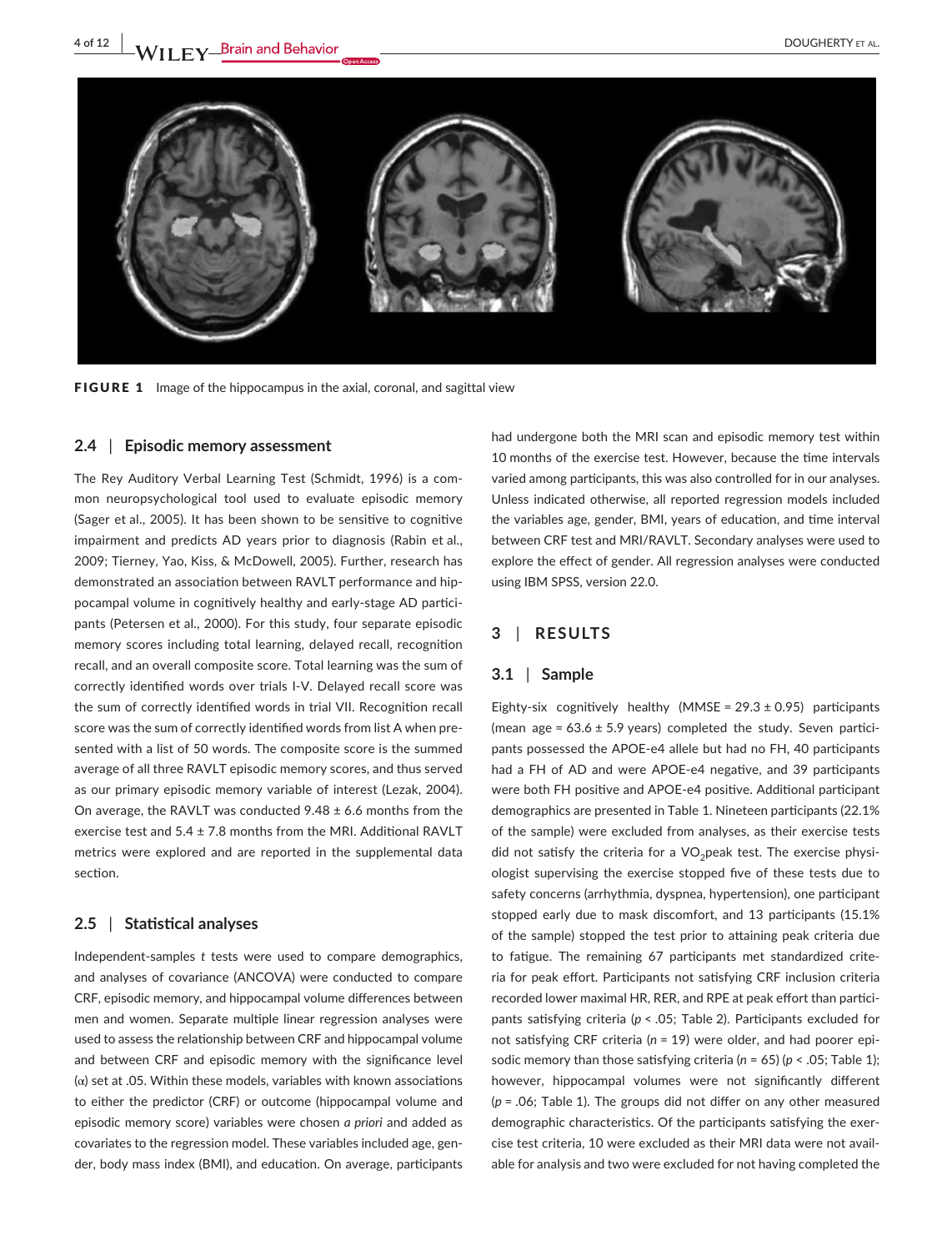FIGURE 1 Image of the hippocampus in the axial, coronal, and sagittal view

### 2.4 | Episodic memory assessment

The Rey Auditory Verbal Learning Test (Schmidt, 1996) is a common neuropsychological tool used to evaluate episodic memory (Sager et al., 2005). It has been shown to be sensitive to cognitive impairment and predicts AD years prior to diagnosis (Rabin et al., 2009; Tierney, Yao, Kiss, & McDowell, 2005). Further, research has demonstrated an association between RAVLT performance and hippocampal volume in cognitively healthy and early-stage AD participants (Petersen et al., 2000). For this study, four separate episodic memory scores including total learning, delayed recall, recognition recall, and an overall composite score. Total learning was the sum of correctly identified words over trials I-V. Delayed recall score was the sum of correctly identified words in trial VII. Recognition recall score was the sum of correctly identified words from list A when presented with a list of 50 words. The composite score is the summed average of all three RAVLT episodic memory scores, and thus served as our primary episodic memory variable of interest (Lezak, 2004). On average, the RAVLT was conducted 9.48 ± 6.6 months from the exercise test and 5.4 ± 7.8 months from the MRI. Additional RAVLT metrics were explored and are reported in the supplemental data section.

### 2.5 | Statistical analyses

Independent-samples *t* tests were used to compare demographics, and analyses of covariance (ANCOVA) were conducted to compare CRF, episodic memory, and hippocampal volume differences between men and women. Separate multiple linear regression analyses were used to assess the relationship between CRF and hippocampal volume and between CRF and episodic memory with the significance level ($\alpha$) set at .05. Within these models, variables with known associations to either the predictor (CRF) or outcome (hippocampal volume and episodic memory score) variables were chosen *a priori* and added as covariates to the regression model. These variables included age, gender, body mass index (BMI), and education. On average, participants had undergone both the MRI scan and episodic memory test within 10 months of the exercise test. However, because the time intervals varied among participants, this was also controlled for in our analyses. Unless indicated otherwise, all reported regression models included the variables age, gender, BMI, years of education, and time interval between CRF test and MRI/RAVLT. Secondary analyses were used to explore the effect of gender. All regression analyses were conducted using IBM SPSS, version 22.0.

## 3 | RESULTS

### 3.1 | Sample

Eighty-six cognitively healthy (MMSE = 29.3 ± 0.95) participants (mean age = 63.6 ± 5.9 years) completed the study. Seven participants possessed the APOE-e4 allele but had no FH, 40 participants had a FH of AD and were APOE-e4 negative, and 39 participants were both FH positive and APOE-e4 positive. Additional participant demographics are presented in Table 1. Nineteen participants (22.1% of the sample) were excluded from analyses, as their exercise tests did not satisfy the criteria for a $VO_2$peak test. The exercise physiologist supervising the exercise stopped five of these tests due to safety concerns (arrhythmia, dyspnea, hypertension), one participant stopped early due to mask discomfort, and 13 participants (15.1% of the sample) stopped the test prior to attaining peak criteria due to fatigue. The remaining 67 participants met standardized criteria for peak effort. Participants not satisfying CRF inclusion criteria recorded lower maximal HR, RER, and RPE at peak effort than participants satisfying criteria ($p < .05$; Table 2). Participants excluded for not satisfying CRF criteria ($n = 19$) were older, and had poorer episodic memory than those satisfying criteria ($n = 65$) ($p < .05$; Table 1); however, hippocampal volumes were not significantly different ($p = .06$; Table 1). The groups did not differ on any other measured demographic characteristics. Of the participants satisfying the exercise test criteria, 10 were excluded as their MRI data were not available for analysis and two were excluded for not having completed the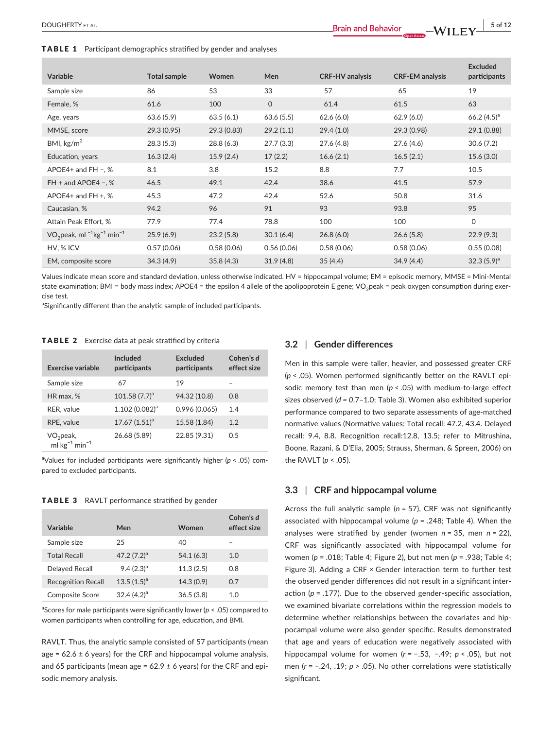**TABLE 1** Participant demographics stratified by gender and analyses

| Variable | Total sample | Women | Men | CRF-HV analysis | CRF-EM analysis | Excluded participants |
|---|---|---|---|---|---|---|
| Sample size | 86 | 53 | 33 | 57 | 65 | 19 |
| Female, % | 61.6 | 100 | 0 | 61.4 | 61.5 | 63 |
| Age, years | 63.6 (5.9) | 63.5 (6.1) | 63.6 (5.5) | 62.6 (6.0) | 62.9 (6.0) | 66.2 (4.5)[a] |
| MMSE, score | 29.3 (0.95) | 29.3 (0.83) | 29.2 (1.1) | 29.4 (1.0) | 29.3 (0.98) | 29.1 (0.88) |
| BMI, kg/m$^2$ | 28.3 (5.3) | 28.8 (6.3) | 27.7 (3.3) | 27.6 (4.8) | 27.6 (4.6) | 30.6 (7.2) |
| Education, years | 16.3 (2.4) | 15.9 (2.4) | 17 (2.2) | 16.6 (2.1) | 16.5 (2.1) | 15.6 (3.0) |
| APOE4+ and FH −, % | 8.1 | 3.8 | 15.2 | 8.8 | 7.7 | 10.5 |
| FH + and APOE4 −, % | 46.5 | 49.1 | 42.4 | 38.6 | 41.5 | 57.9 |
| APOE4+ and FH +, % | 45.3 | 47.2 | 42.4 | 52.6 | 50.8 | 31.6 |
| Caucasian, % | 94.2 | 96 | 91 | 93 | 93.8 | 95 |
| Attain Peak Effort, % | 77.9 | 77.4 | 78.8 | 100 | 100 | 0 |
| $VO_2$peak, ml $^{-1}$kg$^{-1}$ min$^{-1}$ | 25.9 (6.9) | 23.2 (5.8) | 30.1 (6.4) | 26.8 (6.0) | 26.6 (5.8) | 22.9 (9.3) |
| HV, % ICV | 0.57 (0.06) | 0.58 (0.06) | 0.56 (0.06) | 0.58 (0.06) | 0.58 (0.06) | 0.55 (0.08) |
| EM, composite score | 34.3 (4.9) | 35.8 (4.3) | 31.9 (4.8) | 35 (4.4) | 34.9 (4.4) | 32.3 (5.9)[a] |

Values indicate mean score and standard deviation, unless otherwise indicated. HV = hippocampal volume; EM = episodic memory, MMSE = Mini-Mental state examination; BMI = body mass index; APOE4 = the epsilon 4 allele of the apolipoprotein E gene; $VO_2$peak = peak oxygen consumption during exercise test.
[a]Significantly different than the analytic sample of included participants.

**TABLE 2** Exercise data at peak stratified by criteria

| Exercise variable | Included participants | Excluded participants | Cohen's *d* effect size |
|---|---|---|---|
| Sample size | 67 | 19 | – |
| HR max, % | 101.58 (7.7)[a] | 94.32 (10.8) | 0.8 |
| RER, value | 1.102 (0.082)[a] | 0.996 (0.065) | 1.4 |
| RPE, value | 17.67 (1.51)[a] | 15.58 (1.84) | 1.2 |
| $VO_2$peak, ml kg$^{-1}$ min$^{-1}$ | 26.68 (5.89) | 22.85 (9.31) | 0.5 |

[a]Values for included participants were significantly higher ($p < .05$) compared to excluded participants.

**TABLE 3** RAVLT performance stratified by gender

| Variable | Men | Women | Cohen's *d* effect size |
|---|---|---|---|
| Sample size | 25 | 40 | – |
| Total Recall | 47.2 (7.2)[a] | 54.1 (6.3) | 1.0 |
| Delayed Recall | 9.4 (2.3)[a] | 11.3 (2.5) | 0.8 |
| Recognition Recall | 13.5 (1.5)[a] | 14.3 (0.9) | 0.7 |
| Composite Score | 32.4 (4.2)[a] | 36.5 (3.8) | 1.0 |

[a]Scores for male participants were significantly lower ($p < .05$) compared to women participants when controlling for age, education, and BMI.

RAVLT. Thus, the analytic sample consisted of 57 participants (mean age = 62.6 ± 6 years) for the CRF and hippocampal volume analysis, and 65 participants (mean age = 62.9 ± 6 years) for the CRF and episodic memory analysis.

### 3.2 | Gender differences

Men in this sample were taller, heavier, and possessed greater CRF ($p < .05$). Women performed significantly better on the RAVLT episodic memory test than men ($p < .05$) with medium-to-large effect sizes observed ($d = 0.7–1.0$; Table 3). Women also exhibited superior performance compared to two separate assessments of age-matched normative values (Normative values: Total recall: 47.2, 43.4. Delayed recall: 9.4, 8.8. Recognition recall:12.8, 13.5; refer to Mitrushina, Boone, Razani, & D'Elia, 2005; Strauss, Sherman, & Spreen, 2006) on the RAVLT ($p < .05$).

### 3.3 | CRF and hippocampal volume

Across the full analytic sample ($n = 57$), CRF was not significantly associated with hippocampal volume ($p = .248$; Table 4). When the analyses were stratified by gender (women $n = 35$, men $n = 22$), CRF was significantly associated with hippocampal volume for women ($p = .018$; Table 4; Figure 2), but not men ($p = .938$; Table 4; Figure 3). Adding a CRF × Gender interaction term to further test the observed gender differences did not result in a significant interaction ($p = .177$). Due to the observed gender-specific association, we examined bivariate correlations within the regression models to determine whether relationships between the covariates and hippocampal volume were also gender specific. Results demonstrated that age and years of education were negatively associated with hippocampal volume for women ($r = −.53, −.49$; $p < .05$), but not men ($r = −.24, .19$; $p > .05$). No other correlations were statistically significant.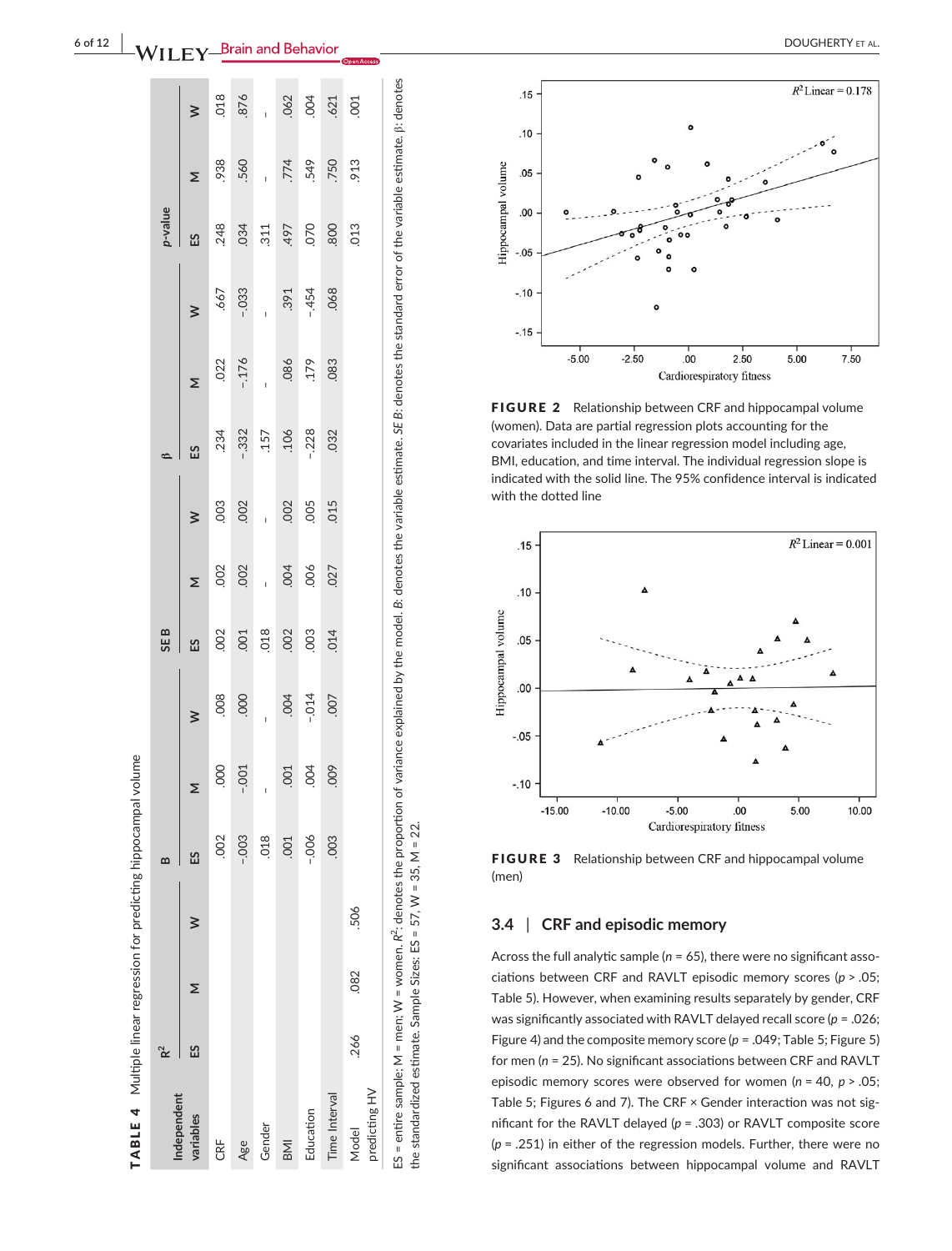**TABLE 4** Multiple linear regression for predicting hippocampal volume

| Independent variables | $R^2$ | | | B | | | SE B | | | β | | | p-value | | |
|---|---|---|---|---|---|---|---|---|---|---|---|---|---|---|---|
| | ES | M | W | ES | M | W | ES | M | W | ES | M | W | ES | M | W |
| CRF | | | | .002 | .000 | .008 | .002 | .002 | .003 | .234 | .022 | .667 | .248 | .938 | .018 |
| Age | | | | -.003 | -.001 | .000 | .001 | .002 | .002 | -.332 | -.176 | -.033 | .034 | .560 | .876 |
| Gender | | | | .018 | - | - | .018 | - | - | .157 | - | - | .311 | - | - |
| BMI | | | | .001 | .001 | .004 | .002 | .004 | .002 | .106 | .086 | .391 | .497 | .774 | .062 |
| Education | | | | -.006 | .004 | -.014 | .003 | .006 | .005 | -.228 | .179 | -.454 | .070 | .549 | .004 |
| Time Interval | | | | .003 | .009 | .007 | .014 | .027 | .015 | .032 | .083 | .068 | .800 | .750 | .621 |
| Model predicting HV | .266 | .082 | .506 | | | | | | | | | | .013 | .913 | .001 |

ES = entire sample; M = men; W = women. $R^2$: denotes the proportion of variance explained by the model. *B*: denotes the variable estimate. *SE B*: denotes the standard error of the variable estimate. β: denotes the standardized estimate. Sample Sizes: ES = 57, W = 35, M = 22.

**FIGURE 2** Relationship between CRF and hippocampal volume (women). Data are partial regression plots accounting for the covariates included in the linear regression model including age, BMI, education, and time interval. The individual regression slope is indicated with the solid line. The 95% confidence interval is indicated with the dotted line

**FIGURE 3** Relationship between CRF and hippocampal volume (men)

### 3.4 | CRF and episodic memory

Across the full analytic sample ($n = 65$), there were no significant associations between CRF and RAVLT episodic memory scores ($p > .05$; Table 5). However, when examining results separately by gender, CRF was significantly associated with RAVLT delayed recall score ($p = .026$; Figure 4) and the composite memory score ($p = .049$; Table 5; Figure 5) for men ($n = 25$). No significant associations between CRF and RAVLT episodic memory scores were observed for women ($n = 40$, $p > .05$; Table 5; Figures 6 and 7). The CRF × Gender interaction was not significant for the RAVLT delayed ($p = .303$) or RAVLT composite ($p = .251$) in either of the regression models. Further, there were no significant associations between hippocampal volume and RAVLT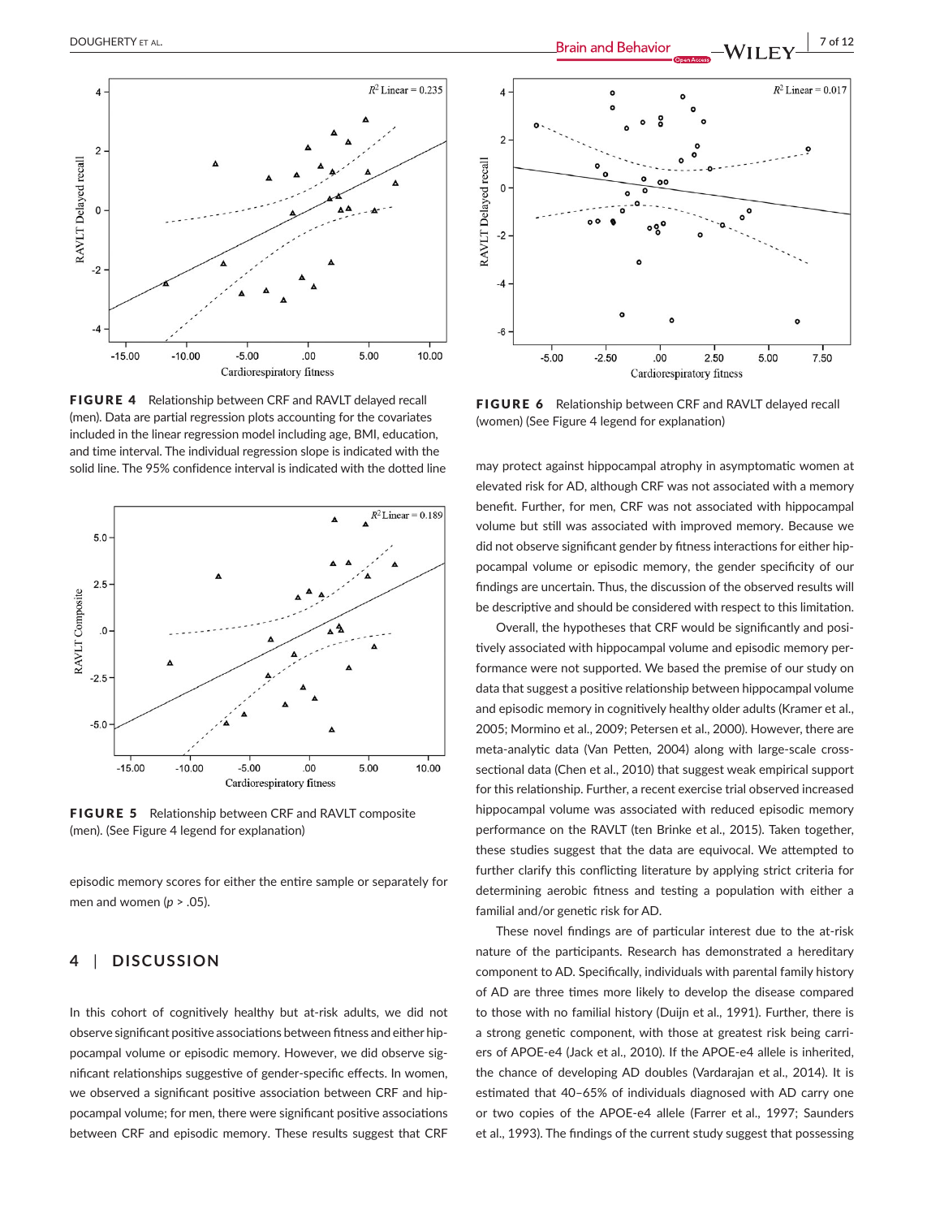FIGURE 4 Relationship between CRF and RAVLT delayed recall (men). Data are partial regression plots accounting for the covariates included in the linear regression model including age, BMI, education, and time interval. The individual regression slope is indicated with the solid line. The 95% confidence interval is indicated with the dotted line

FIGURE 5 Relationship between CRF and RAVLT composite (men). (See Figure 4 legend for explanation)

episodic memory scores for either the entire sample or separately for men and women ($p > .05$).

FIGURE 6 Relationship between CRF and RAVLT delayed recall (women) (See Figure 4 legend for explanation)

## 4 | DISCUSSION

In this cohort of cognitively healthy but at-risk adults, we did not observe significant positive associations between fitness and either hippocampal volume or episodic memory. However, we did observe significant relationships suggestive of gender-specific effects. In women, we observed a significant positive association between CRF and hippocampal volume; for men, there were significant positive associations between CRF and episodic memory. These results suggest that CRF may protect against hippocampal atrophy in asymptomatic women at elevated risk for AD, although CRF was not associated with a memory benefit. Further, for men, CRF was not associated with hippocampal volume but still was associated with improved memory. Because we did not observe significant gender by fitness interactions for either hippocampal volume or episodic memory, the gender specificity of our findings are uncertain. Thus, the discussion of the observed results will be descriptive and should be considered with respect to this limitation.

Overall, the hypotheses that CRF would be significantly and positively associated with hippocampal volume and episodic memory performance were not supported. We based the premise of our study on data that suggest a positive relationship between hippocampal volume and episodic memory in cognitively healthy older adults (Kramer et al., 2005; Mormino et al., 2009; Petersen et al., 2000). However, there are meta-analytic data (Van Petten, 2004) along with large-scale cross-sectional data (Chen et al., 2010) that suggest weak empirical support for this relationship. Further, a recent exercise trial observed increased hippocampal volume was associated with reduced episodic memory performance on the RAVLT (ten Brinke et al., 2015). Taken together, these studies suggest that the data are equivocal. We attempted to further clarify this conflicting literature by applying strict criteria for determining aerobic fitness and testing a population with either a familial and/or genetic risk for AD.

These novel findings are of particular interest due to the at-risk nature of the participants. Research has demonstrated a hereditary component to AD. Specifically, individuals with parental family history of AD are three times more likely to develop the disease compared to those with no familial history (Duijn et al., 1991). Further, there is a strong genetic component, with those at greatest risk being carriers of APOE-e4 (Jack et al., 2010). If the APOE-e4 allele is inherited, the chance of developing AD doubles (Vardarajan et al., 2014). It is estimated that 40–65% of individuals diagnosed with AD carry one or two copies of the APOE-e4 allele (Farrer et al., 1997; Saunders et al., 1993). The findings of the current study suggest that possessing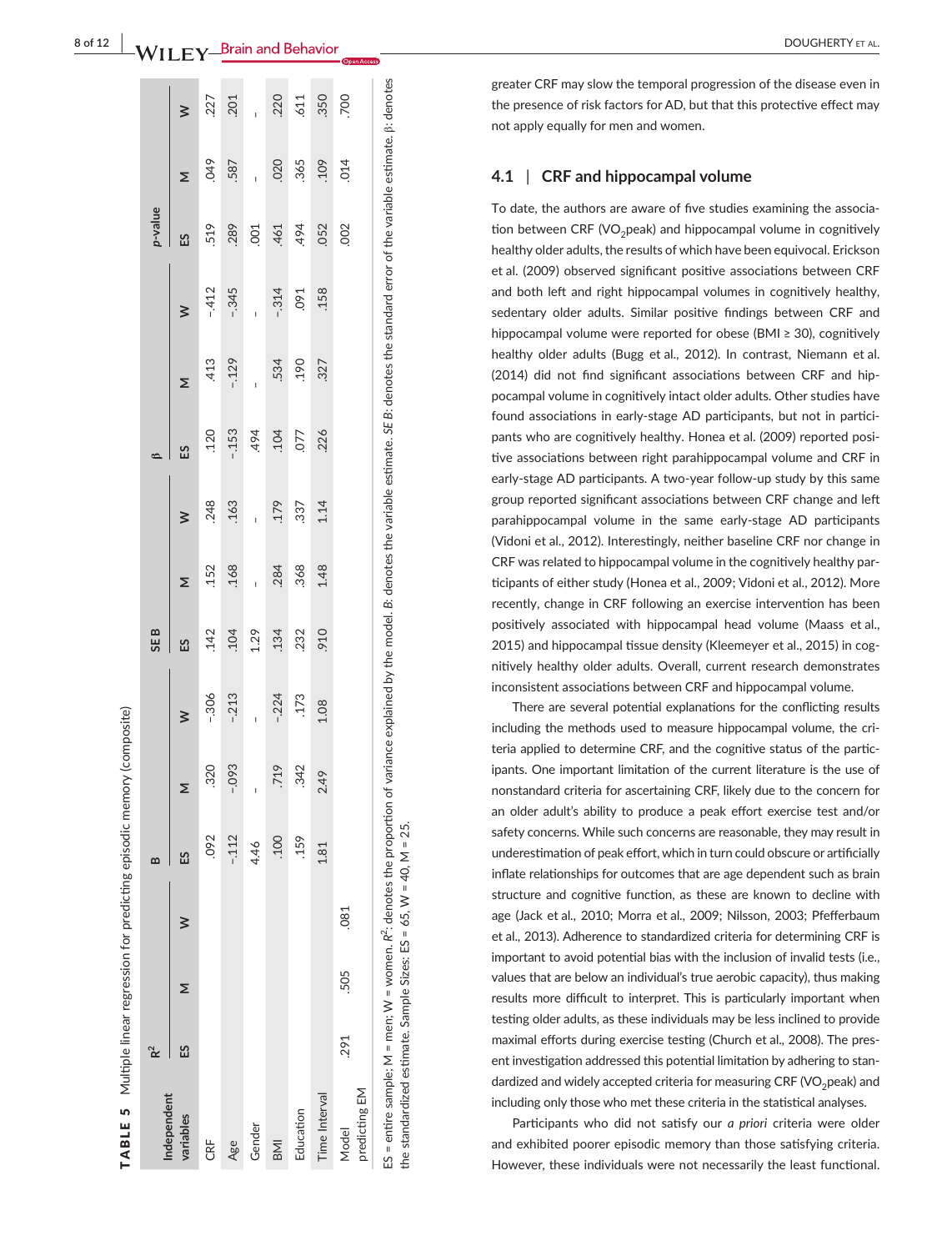**TABLE 5** Multiple linear regression for predicting episodic memory (composite)

| Independent variables | $R^2$ | | | B | | | SE B | | | β | | | p-value | | |
|---|---|---|---|---|---|---|---|---|---|---|---|---|---|---|---|
| | ES | M | W | ES | M | W | ES | M | W | ES | M | W | ES | M | W |
| CRF | | | | .092 | .320 | -.306 | .142 | .152 | .248 | .120 | .413 | -.412 | .519 | .049 | .227 |
| Age | | | | -.112 | -.093 | -.213 | .104 | .168 | .163 | -.153 | -.129 | -.345 | .289 | .587 | .201 |
| Gender | | | | 4.46 | - | - | 1.29 | - | - | .494 | - | - | .001 | - | - |
| BMI | | | | .100 | .719 | -.224 | .134 | .284 | .179 | .104 | .534 | -.314 | .461 | .020 | .220 |
| Education | | | | .159 | .342 | .173 | .232 | .368 | .337 | .077 | .190 | .091 | .494 | .365 | .611 |
| Time Interval | | | | 1.81 | 2.49 | 1.08 | .910 | 1.48 | 1.14 | .226 | .327 | .158 | .052 | .109 | .350 |
| Model predicting EM | .291 | .505 | .081 | | | | | | | | | | .002 | .014 | .700 |

ES = entire sample; M = men; W = women. $R^2$: denotes the proportion of variance explained by the model. *B*: denotes the variable estimate. *SE B*: denotes the standard error of the variable estimate. β: denotes the standardized estimate. Sample Sizes: ES = 65, W = 40, M = 25.

greater CRF may slow the temporal progression of the disease even in the presence of risk factors for AD, but that this protective effect may not apply equally for men and women.

## 4.1 | CRF and hippocampal volume

To date, the authors are aware of five studies examining the association between CRF ($VO_2$peak) and hippocampal volume in cognitively healthy older adults, the results of which have been equivocal. Erickson et al. (2009) observed significant positive associations between CRF and both left and right hippocampal volumes in cognitively healthy, sedentary older adults. Similar positive findings between CRF and hippocampal volume were reported for obese (BMI ≥ 30), cognitively healthy older adults (Bugg et al., 2012). In contrast, Niemann et al. (2014) did not find significant associations between CRF and hippocampal volume in cognitively intact older adults. Other studies have found associations in early-stage AD participants, but not in participants who are cognitively healthy. Honea et al. (2009) reported positive associations between right parahippocampal volume and CRF in early-stage AD participants. A two-year follow-up study by this same group reported significant associations between CRF change and left parahippocampal volume in the same early-stage AD participants (Vidoni et al., 2012). Interestingly, neither baseline CRF nor change in CRF was related to hippocampal volume in the cognitively healthy participants of either study (Honea et al., 2009; Vidoni et al., 2012). More recently, change in CRF following an exercise intervention has been positively associated with hippocampal head volume (Maass et al., 2015) and hippocampal tissue density (Kleemeyer et al., 2015) in cognitively healthy older adults. Overall, current research demonstrates inconsistent associations between CRF and hippocampal volume.

There are several potential explanations for the conflicting results including the methods used to measure hippocampal volume, the criteria applied to determine CRF, and the cognitive status of the participants. One important limitation of the current literature is the use of nonstandard criteria for ascertaining CRF, likely due to the concern for an older adult's ability to produce a peak effort exercise test and/or safety concerns. While such concerns are reasonable, they may result in underestimation of peak effort, which in turn could obscure or artificially inflate relationships for outcomes that are age dependent such as brain structure and cognitive function, as these are known to decline with age (Jack et al., 2010; Morra et al., 2009; Nilsson, 2003; Pfefferbaum et al., 2013). Adherence to standardized criteria for determining CRF is important to avoid potential bias with the inclusion of invalid tests (i.e., values that are below an individual's true aerobic capacity), thus making results more difficult to interpret. This is particularly important when testing older adults, as these individuals may be less inclined to provide maximal efforts during exercise testing (Church et al., 2008). The present investigation addressed this potential limitation by adhering to standardized and widely accepted criteria for measuring CRF ($VO_2$peak) and including only those who met these criteria in the statistical analyses.

Participants who did not satisfy our *a priori* criteria were older and exhibited poorer episodic memory than those satisfying criteria. However, these individuals were not necessarily the least functional.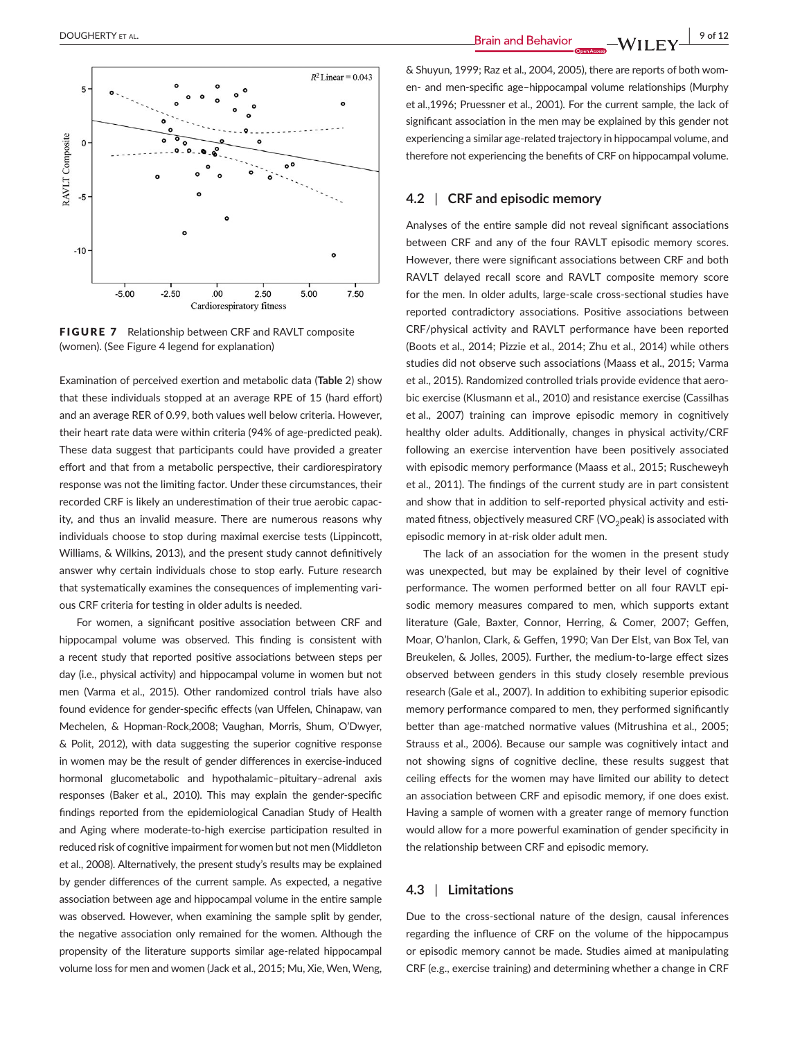**FIGURE 7** Relationship between CRF and RAVLT composite (women). (See Figure 4 legend for explanation)

Examination of perceived exertion and metabolic data (**Table** 2) show that these individuals stopped at an average RPE of 15 (hard effort) and an average RER of 0.99, both values well below criteria. However, their heart rate data were within criteria (94% of age-predicted peak). These data suggest that participants could have provided a greater effort and that from a metabolic perspective, their cardiorespiratory response was not the limiting factor. Under these circumstances, their recorded CRF is likely an underestimation of their true aerobic capacity, and thus an invalid measure. There are numerous reasons why individuals choose to stop during maximal exercise tests (Lippincott, Williams, & Wilkins, 2013), and the present study cannot definitively answer why certain individuals chose to stop early. Future research that systematically examines the consequences of implementing various CRF criteria for testing in older adults is needed.

For women, a significant positive association between CRF and hippocampal volume was observed. This finding is consistent with a recent study that reported positive associations between steps per day (i.e., physical activity) and hippocampal volume in women but not men (Varma et al., 2015). Other randomized control trials have also found evidence for gender-specific effects (van Uffelen, Chinapaw, van Mechelen, & Hopman-Rock,2008; Vaughan, Morris, Shum, O'Dwyer, & Polit, 2012), with data suggesting the superior cognitive response in women may be the result of gender differences in exercise-induced hormonal glucometabolic and hypothalamic–pituitary–adrenal axis responses (Baker et al., 2010). This may explain the gender-specific findings reported from the epidemiological Canadian Study of Health and Aging where moderate-to-high exercise participation resulted in reduced risk of cognitive impairment for women but not men (Middleton et al., 2008). Alternatively, the present study's results may be explained by gender differences of the current sample. As expected, a negative association between age and hippocampal volume in the entire sample was observed. However, when examining the sample split by gender, the negative association only remained for the women. Although the propensity of the literature supports similar age-related hippocampal volume loss for men and women (Jack et al., 2015; Mu, Xie, Wen, Weng, & Shuyun, 1999; Raz et al., 2004, 2005), there are reports of both women- and men-specific age–hippocampal volume relationships (Murphy et al.,1996; Pruessner et al., 2001). For the current sample, the lack of significant association in the men may be explained by this gender not experiencing a similar age-related trajectory in hippocampal volume, and therefore not experiencing the benefits of CRF on hippocampal volume.

## 4.2 | CRF and episodic memory

Analyses of the entire sample did not reveal significant associations between CRF and any of the four RAVLT episodic memory scores. However, there were significant associations between CRF and both RAVLT delayed recall score and RAVLT composite memory score for the men. In older adults, large-scale cross-sectional studies have reported contradictory associations. Positive associations between CRF/physical activity and RAVLT performance have been reported (Boots et al., 2014; Pizzie et al., 2014; Zhu et al., 2014) while others studies did not observe such associations (Maass et al., 2015; Varma et al., 2015). Randomized controlled trials provide evidence that aerobic exercise (Klusmann et al., 2010) and resistance exercise (Cassilhas et al., 2007) training can improve episodic memory in cognitively healthy older adults. Additionally, changes in physical activity/CRF following an exercise intervention have been positively associated with episodic memory performance (Maass et al., 2015; Ruscheweyh et al., 2011). The findings of the current study are in part consistent and show that in addition to self-reported physical activity and estimated fitness, objectively measured CRF ($VO_2$peak) is associated with episodic memory in at-risk older adult men.

The lack of an association for the women in the present study was unexpected, but may be explained by their level of cognitive performance. The women performed better on all four RAVLT episodic memory measures compared to men, which supports extant literature (Gale, Baxter, Connor, Herring, & Comer, 2007; Geffen, Moar, O'hanlon, Clark, & Geffen, 1990; Van Der Elst, van Box Tel, van Breukelen, & Jolles, 2005). Further, the medium-to-large effect sizes observed between genders in this study closely resemble previous research (Gale et al., 2007). In addition to exhibiting superior episodic memory performance compared to men, they performed significantly better than age-matched normative values (Mitrushina et al., 2005; Strauss et al., 2006). Because our sample was cognitively intact and not showing signs of cognitive decline, these results suggest that ceiling effects for the women may have limited our ability to detect an association between CRF and episodic memory, if one does exist. Having a sample of women with a greater range of memory function would allow for a more powerful examination of gender specificity in the relationship between CRF and episodic memory.

## 4.3 | Limitations

Due to the cross-sectional nature of the design, causal inferences regarding the influence of CRF on the volume of the hippocampus or episodic memory cannot be made. Studies aimed at manipulating CRF (e.g., exercise training) and determining whether a change in CRF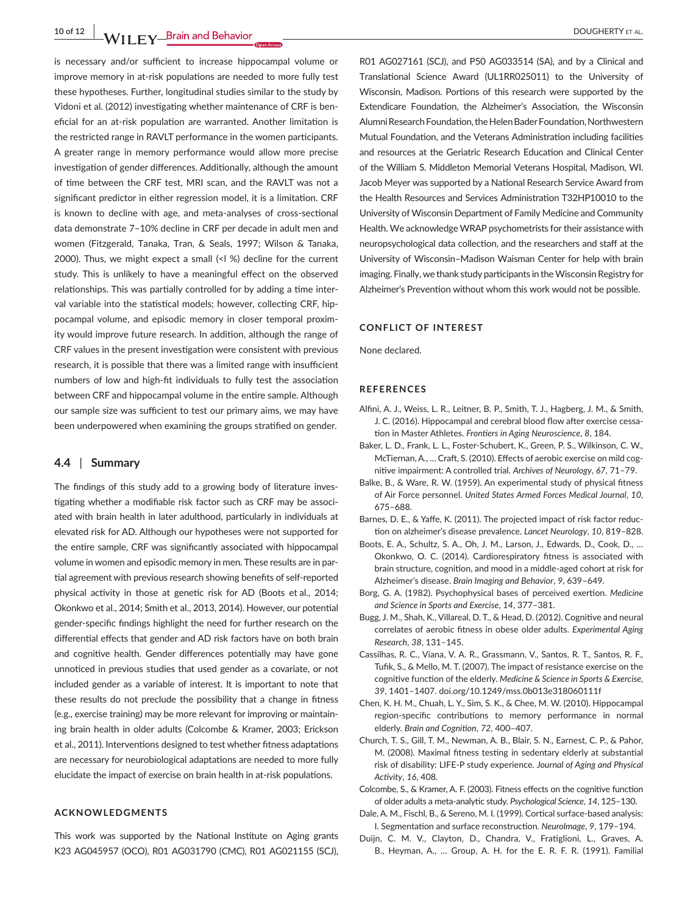is necessary and/or sufficient to increase hippocampal volume or improve memory in at-risk populations are needed to more fully test these hypotheses. Further, longitudinal studies similar to the study by Vidoni et al. (2012) investigating whether maintenance of CRF is beneficial for an at-risk population are warranted. Another limitation is the restricted range in RAVLT performance in the women participants. A greater range in memory performance would allow more precise investigation of gender differences. Additionally, although the amount of time between the CRF test, MRI scan, and the RAVLT was not a significant predictor in either regression model, it is a limitation. CRF is known to decline with age, and meta-analyses of cross-sectional data demonstrate 7–10% decline in CRF per decade in adult men and women (Fitzgerald, Tanaka, Tran, & Seals, 1997; Wilson & Tanaka, 2000). Thus, we might expect a small (<l %) decline for the current study. This is unlikely to have a meaningful effect on the observed relationships. This was partially controlled for by adding a time interval variable into the statistical models; however, collecting CRF, hippocampal volume, and episodic memory in closer temporal proximity would improve future research. In addition, although the range of CRF values in the present investigation were consistent with previous research, it is possible that there was a limited range with insufficient numbers of low and high-fit individuals to fully test the association between CRF and hippocampal volume in the entire sample. Although our sample size was sufficient to test our primary aims, we may have been underpowered when examining the groups stratified on gender.

### 4.4 | Summary

The findings of this study add to a growing body of literature investigating whether a modifiable risk factor such as CRF may be associated with brain health in later adulthood, particularly in individuals at elevated risk for AD. Although our hypotheses were not supported for the entire sample, CRF was significantly associated with hippocampal volume in women and episodic memory in men. These results are in partial agreement with previous research showing benefits of self-reported physical activity in those at genetic risk for AD (Boots et al., 2014; Okonkwo et al., 2014; Smith et al., 2013, 2014). However, our potential gender-specific findings highlight the need for further research on the differential effects that gender and AD risk factors have on both brain and cognitive health. Gender differences potentially may have gone unnoticed in previous studies that used gender as a covariate, or not included gender as a variable of interest. It is important to note that these results do not preclude the possibility that a change in fitness (e.g., exercise training) may be more relevant for improving or maintaining brain health in older adults (Colcombe & Kramer, 2003; Erickson et al., 2011). Interventions designed to test whether fitness adaptations are necessary for neurobiological adaptations are needed to more fully elucidate the impact of exercise on brain health in at-risk populations.

## ACKNOWLEDGMENTS

This work was supported by the National Institute on Aging grants K23 AG045957 (OCO), R01 AG031790 (CMC), R01 AG021155 (SCJ), R01 AG027161 (SCJ), and P50 AG033514 (SA), and by a Clinical and Translational Science Award (UL1RR025011) to the University of Wisconsin, Madison. Portions of this research were supported by the Extendicare Foundation, the Alzheimer's Association, the Wisconsin Alumni Research Foundation, the Helen Bader Foundation, Northwestern Mutual Foundation, and the Veterans Administration including facilities and resources at the Geriatric Research Education and Clinical Center of the William S. Middleton Memorial Veterans Hospital, Madison, WI. Jacob Meyer was supported by a National Research Service Award from the Health Resources and Services Administration T32HP10010 to the University of Wisconsin Department of Family Medicine and Community Health. We acknowledge WRAP psychometrists for their assistance with neuropsychological data collection, and the researchers and staff at the University of Wisconsin–Madison Waisman Center for help with brain imaging. Finally, we thank study participants in the Wisconsin Registry for Alzheimer's Prevention without whom this work would not be possible.

## CONFLICT OF INTEREST

None declared.

## REFERENCES

Alfini, A. J., Weiss, L. R., Leitner, B. P., Smith, T. J., Hagberg, J. M., & Smith, J. C. (2016). Hippocampal and cerebral blood flow after exercise cessation in Master Athletes. *Frontiers in Aging Neuroscience*, *8*, 184.

Baker, L. D., Frank, L. L., Foster-Schubert, K., Green, P. S., Wilkinson, C. W., McTiernan, A., … Craft, S. (2010). Effects of aerobic exercise on mild cognitive impairment: A controlled trial. *Archives of Neurology*, *67*, 71–79.

Balke, B., & Ware, R. W. (1959). An experimental study of physical fitness of Air Force personnel. *United States Armed Forces Medical Journal*, *10*, 675–688.

Barnes, D. E., & Yaffe, K. (2011). The projected impact of risk factor reduction on alzheimer's disease prevalence. *Lancet Neurology*, *10*, 819–828.

Boots, E. A., Schultz, S. A., Oh, J. M., Larson, J., Edwards, D., Cook, D., … Okonkwo, O. C. (2014). Cardiorespiratory fitness is associated with brain structure, cognition, and mood in a middle-aged cohort at risk for Alzheimer's disease. *Brain Imaging and Behavior*, *9*, 639–649.

Borg, G. A. (1982). Psychophysical bases of perceived exertion. *Medicine and Science in Sports and Exercise*, *14*, 377–381.

Bugg, J. M., Shah, K., Villareal, D. T., & Head, D. (2012). Cognitive and neural correlates of aerobic fitness in obese older adults. *Experimental Aging Research*, *38*, 131–145.

Cassilhas, R. C., Viana, V. A. R., Grassmann, V., Santos, R. T., Santos, R. F., Tufik, S., & Mello, M. T. (2007). The impact of resistance exercise on the cognitive function of the elderly. *Medicine & Science in Sports & Exercise*, *39*, 1401–1407. doi.org/10.1249/mss.0b013e318060111f

Chen, K. H. M., Chuah, L. Y., Sim, S. K., & Chee, M. W. (2010). Hippocampal region-specific contributions to memory performance in normal elderly. *Brain and Cognition*, *72*, 400–407.

Church, T. S., Gill, T. M., Newman, A. B., Blair, S. N., Earnest, C. P., & Pahor, M. (2008). Maximal fitness testing in sedentary elderly at substantial risk of disability: LIFE-P study experience. *Journal of Aging and Physical Activity*, *16*, 408.

Colcombe, S., & Kramer, A. F. (2003). Fitness effects on the cognitive function of older adults a meta-analytic study. *Psychological Science*, *14*, 125–130.

Dale, A. M., Fischl, B., & Sereno, M. I. (1999). Cortical surface-based analysis: I. Segmentation and surface reconstruction. *NeuroImage*, *9*, 179–194.

Duijn, C. M. V., Clayton, D., Chandra, V., Fratiglioni, L., Graves, A. B., Heyman, A., … Group, A. H. for the E. R. F. R. (1991). Familial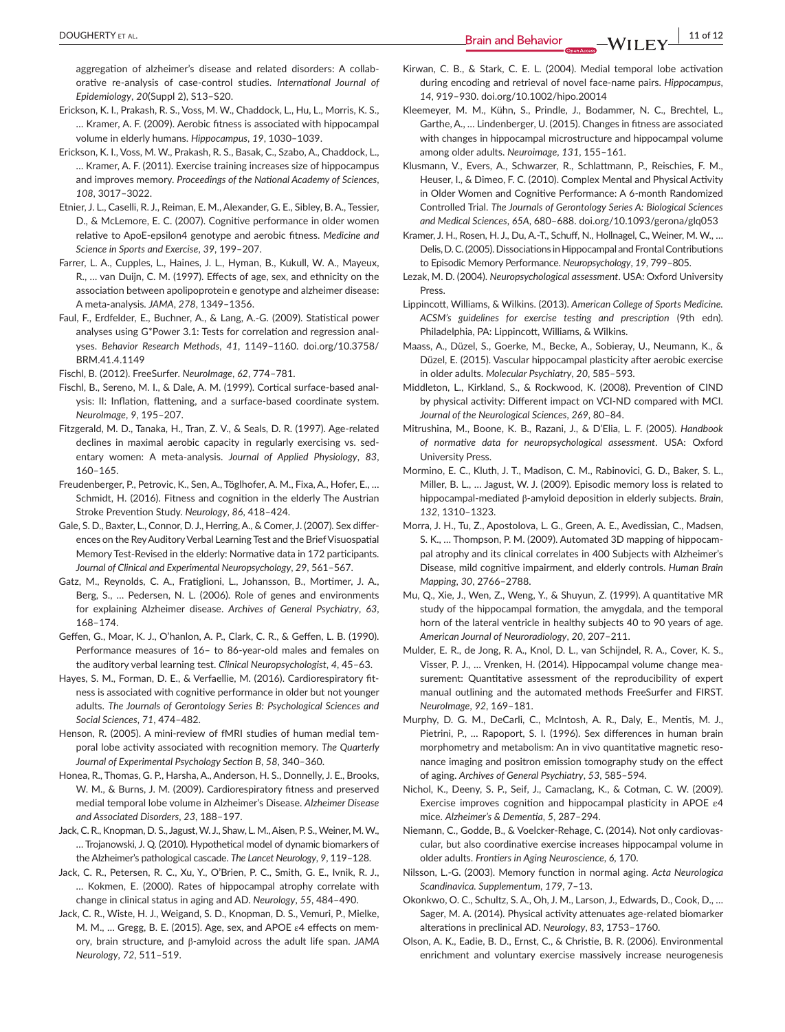aggregation of alzheimer's disease and related disorders: A collaborative re-analysis of case-control studies. *International Journal of Epidemiology*, *20*(Suppl 2), S13–S20.

Erickson, K. I., Prakash, R. S., Voss, M. W., Chaddock, L., Hu, L., Morris, K. S., … Kramer, A. F. (2009). Aerobic fitness is associated with hippocampal volume in elderly humans. *Hippocampus*, *19*, 1030–1039.

Erickson, K. I., Voss, M. W., Prakash, R. S., Basak, C., Szabo, A., Chaddock, L., … Kramer, A. F. (2011). Exercise training increases size of hippocampus and improves memory. *Proceedings of the National Academy of Sciences*, *108*, 3017–3022.

Etnier, J. L., Caselli, R. J., Reiman, E. M., Alexander, G. E., Sibley, B. A., Tessier, D., & McLemore, E. C. (2007). Cognitive performance in older women relative to ApoE-epsilon4 genotype and aerobic fitness. *Medicine and Science in Sports and Exercise*, *39*, 199–207.

Farrer, L. A., Cupples, L., Haines, J. L., Hyman, B., Kukull, W. A., Mayeux, R., … van Duijn, C. M. (1997). Effects of age, sex, and ethnicity on the association between apolipoprotein e genotype and alzheimer disease: A meta-analysis. *JAMA*, *278*, 1349–1356.

Faul, F., Erdfelder, E., Buchner, A., & Lang, A.-G. (2009). Statistical power analyses using G*Power 3.1: Tests for correlation and regression analyses. *Behavior Research Methods*, *41*, 1149–1160. doi.org/10.3758/BRM.41.4.1149

Fischl, B. (2012). FreeSurfer. *NeuroImage*, *62*, 774–781.

Fischl, B., Sereno, M. I., & Dale, A. M. (1999). Cortical surface-based analysis: II: Inflation, flattening, and a surface-based coordinate system. *NeuroImage*, *9*, 195–207.

Fitzgerald, M. D., Tanaka, H., Tran, Z. V., & Seals, D. R. (1997). Age-related declines in maximal aerobic capacity in regularly exercising vs. sedentary women: A meta-analysis. *Journal of Applied Physiology*, *83*, 160–165.

Freudenberger, P., Petrovic, K., Sen, A., Töglhofer, A. M., Fixa, A., Hofer, E., … Schmidt, H. (2016). Fitness and cognition in the elderly The Austrian Stroke Prevention Study. *Neurology*, *86*, 418–424.

Gale, S. D., Baxter, L., Connor, D. J., Herring, A., & Comer, J. (2007). Sex differences on the Rey Auditory Verbal Learning Test and the Brief Visuospatial Memory Test-Revised in the elderly: Normative data in 172 participants. *Journal of Clinical and Experimental Neuropsychology*, *29*, 561–567.

Gatz, M., Reynolds, C. A., Fratiglioni, L., Johansson, B., Mortimer, J. A., Berg, S., … Pedersen, N. L. (2006). Role of genes and environments for explaining Alzheimer disease. *Archives of General Psychiatry*, *63*, 168–174.

Geffen, G., Moar, K. J., O'hanlon, A. P., Clark, C. R., & Geffen, L. B. (1990). Performance measures of 16– to 86-year-old males and females on the auditory verbal learning test. *Clinical Neuropsychologist*, *4*, 45–63.

Hayes, S. M., Forman, D. E., & Verfaellie, M. (2016). Cardiorespiratory fitness is associated with cognitive performance in older but not younger adults. *The Journals of Gerontology Series B: Psychological Sciences and Social Sciences*, *71*, 474–482.

Henson, R. (2005). A mini-review of fMRI studies of human medial temporal lobe activity associated with recognition memory. *The Quarterly Journal of Experimental Psychology Section B*, *58*, 340–360.

Honea, R., Thomas, G. P., Harsha, A., Anderson, H. S., Donnelly, J. E., Brooks, W. M., & Burns, J. M. (2009). Cardiorespiratory fitness and preserved medial temporal lobe volume in Alzheimer's Disease. *Alzheimer Disease and Associated Disorders*, *23*, 188–197.

Jack, C. R., Knopman, D. S., Jagust, W. J., Shaw, L. M., Aisen, P. S., Weiner, M. W., … Trojanowski, J. Q. (2010). Hypothetical model of dynamic biomarkers of the Alzheimer's pathological cascade. *The Lancet Neurology*, *9*, 119–128.

Jack, C. R., Petersen, R. C., Xu, Y., O'Brien, P. C., Smith, G. E., Ivnik, R. J., … Kokmen, E. (2000). Rates of hippocampal atrophy correlate with change in clinical status in aging and AD. *Neurology*, *55*, 484–490.

Jack, C. R., Wiste, H. J., Weigand, S. D., Knopman, D. S., Vemuri, P., Mielke, M. M., … Gregg, B. E. (2015). Age, sex, and APOE ε4 effects on memory, brain structure, and β-amyloid across the adult life span. *JAMA Neurology*, *72*, 511–519.

Kirwan, C. B., & Stark, C. E. L. (2004). Medial temporal lobe activation during encoding and retrieval of novel face-name pairs. *Hippocampus*, *14*, 919–930. doi.org/10.1002/hipo.20014

Kleemeyer, M. M., Kühn, S., Prindle, J., Bodammer, N. C., Brechtel, L., Garthe, A., … Lindenberger, U. (2015). Changes in fitness are associated with changes in hippocampal microstructure and hippocampal volume among older adults. *Neuroimage*, *131*, 155–161.

Klusmann, V., Evers, A., Schwarzer, R., Schlattmann, P., Reischies, F. M., Heuser, I., & Dimeo, F. C. (2010). Complex Mental and Physical Activity in Older Women and Cognitive Performance: A 6-month Randomized Controlled Trial. *The Journals of Gerontology Series A: Biological Sciences and Medical Sciences*, *65A*, 680–688. doi.org/10.1093/gerona/glq053

Kramer, J. H., Rosen, H. J., Du, A.-T., Schuff, N., Hollnagel, C., Weiner, M. W., … Delis, D. C. (2005). Dissociations in Hippocampal and Frontal Contributions to Episodic Memory Performance. *Neuropsychology*, *19*, 799–805.

Lezak, M. D. (2004). *Neuropsychological assessment*. USA: Oxford University Press.

Lippincott, Williams, & Wilkins. (2013). *American College of Sports Medicine. ACSM's guidelines for exercise testing and prescription* (9th edn). Philadelphia, PA: Lippincott, Williams, & Wilkins.

Maass, A., Düzel, S., Goerke, M., Becke, A., Sobieray, U., Neumann, K., & Düzel, E. (2015). Vascular hippocampal plasticity after aerobic exercise in older adults. *Molecular Psychiatry*, *20*, 585–593.

Middleton, L., Kirkland, S., & Rockwood, K. (2008). Prevention of CIND by physical activity: Different impact on VCI-ND compared with MCI. *Journal of the Neurological Sciences*, *269*, 80–84.

Mitrushina, M., Boone, K. B., Razani, J., & D'Elia, L. F. (2005). *Handbook of normative data for neuropsychological assessment*. USA: Oxford University Press.

Mormino, E. C., Kluth, J. T., Madison, C. M., Rabinovici, G. D., Baker, S. L., Miller, B. L., … Jagust, W. J. (2009). Episodic memory loss is related to hippocampal-mediated β-amyloid deposition in elderly subjects. *Brain*, *132*, 1310–1323.

Morra, J. H., Tu, Z., Apostolova, L. G., Green, A. E., Avedissian, C., Madsen, S. K., … Thompson, P. M. (2009). Automated 3D mapping of hippocampal atrophy and its clinical correlates in 400 Subjects with Alzheimer's Disease, mild cognitive impairment, and elderly controls. *Human Brain Mapping*, *30*, 2766–2788.

Mu, Q., Xie, J., Wen, Z., Weng, Y., & Shuyun, Z. (1999). A quantitative MR study of the hippocampal formation, the amygdala, and the temporal horn of the lateral ventricle in healthy subjects 40 to 90 years of age. *American Journal of Neuroradiology*, *20*, 207–211.

Mulder, E. R., de Jong, R. A., Knol, D. L., van Schijndel, R. A., Cover, K. S., Visser, P. J., … Vrenken, H. (2014). Hippocampal volume change measurement: Quantitative assessment of the reproducibility of expert manual outlining and the automated methods FreeSurfer and FIRST. *NeuroImage*, *92*, 169–181.

Murphy, D. G. M., DeCarli, C., McIntosh, A. R., Daly, E., Mentis, M. J., Pietrini, P., … Rapoport, S. I. (1996). Sex differences in human brain morphometry and metabolism: An in vivo quantitative magnetic resonance imaging and positron emission tomography study on the effect of aging. *Archives of General Psychiatry*, *53*, 585–594.

Nichol, K., Deeny, S. P., Seif, J., Camaclang, K., & Cotman, C. W. (2009). Exercise improves cognition and hippocampal plasticity in APOE ε4 mice. *Alzheimer's & Dementia*, *5*, 287–294.

Niemann, C., Godde, B., & Voelcker-Rehage, C. (2014). Not only cardiovascular, but also coordinative exercise increases hippocampal volume in older adults. *Frontiers in Aging Neuroscience*, *6*, 170.

Nilsson, L.-G. (2003). Memory function in normal aging. *Acta Neurologica Scandinavica. Supplementum*, *179*, 7–13.

Okonkwo, O. C., Schultz, S. A., Oh, J. M., Larson, J., Edwards, D., Cook, D., … Sager, M. A. (2014). Physical activity attenuates age-related biomarker alterations in preclinical AD. *Neurology*, *83*, 1753–1760.

Olson, A. K., Eadie, B. D., Ernst, C., & Christie, B. R. (2006). Environmental enrichment and voluntary exercise massively increase neurogenesis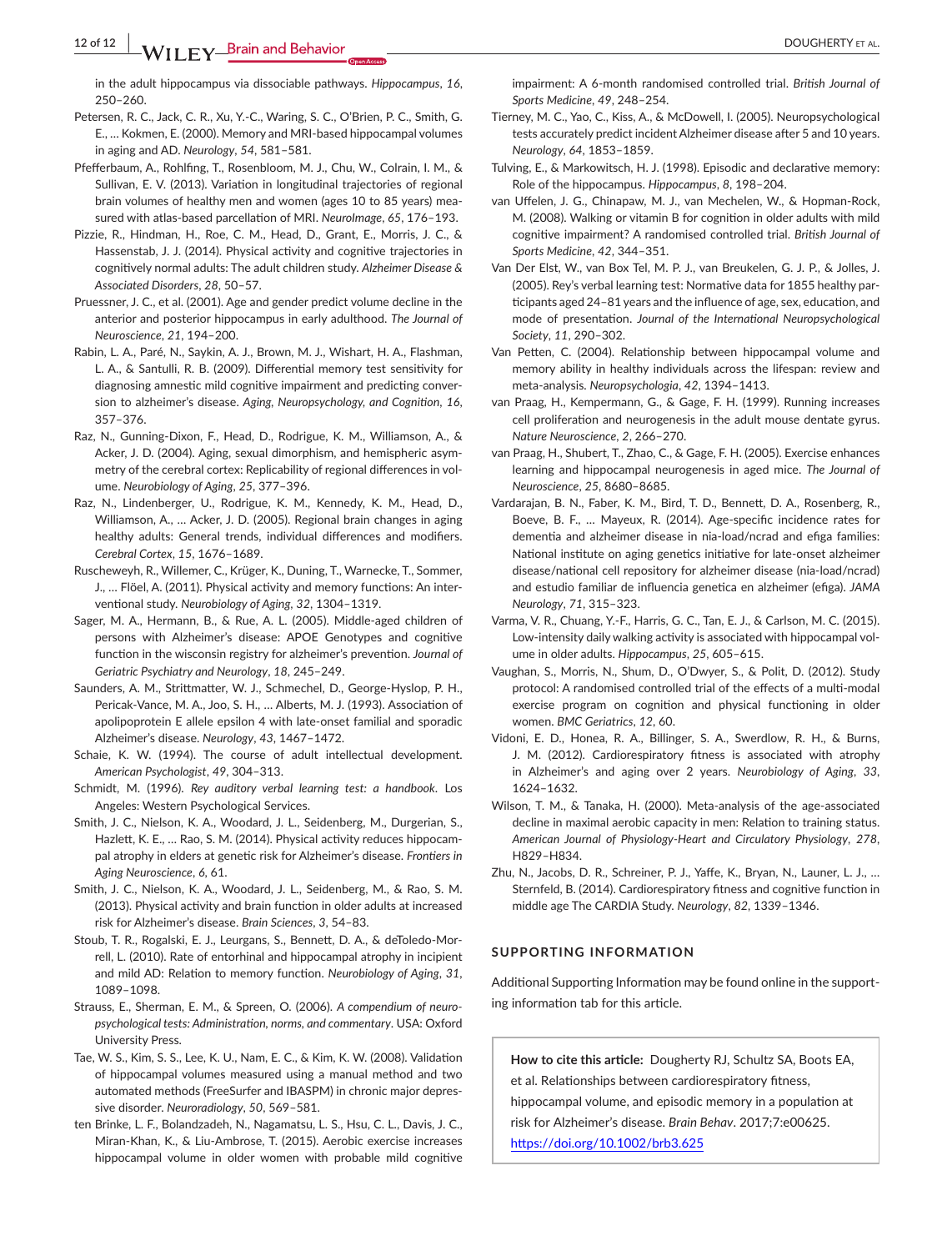in the adult hippocampus via dissociable pathways. *Hippocampus*, *16*, 250–260.

Petersen, R. C., Jack, C. R., Xu, Y.-C., Waring, S. C., O'Brien, P. C., Smith, G. E., … Kokmen, E. (2000). Memory and MRI-based hippocampal volumes in aging and AD. *Neurology*, *54*, 581–581.

Pfefferbaum, A., Rohlfing, T., Rosenbloom, M. J., Chu, W., Colrain, I. M., & Sullivan, E. V. (2013). Variation in longitudinal trajectories of regional brain volumes of healthy men and women (ages 10 to 85 years) measured with atlas-based parcellation of MRI. *NeuroImage*, *65*, 176–193.

Pizzie, R., Hindman, H., Roe, C. M., Head, D., Grant, E., Morris, J. C., & Hassenstab, J. J. (2014). Physical activity and cognitive trajectories in cognitively normal adults: The adult children study. *Alzheimer Disease & Associated Disorders*, *28*, 50–57.

Pruessner, J. C., et al. (2001). Age and gender predict volume decline in the anterior and posterior hippocampus in early adulthood. *The Journal of Neuroscience*, *21*, 194–200.

Rabin, L. A., Paré, N., Saykin, A. J., Brown, M. J., Wishart, H. A., Flashman, L. A., & Santulli, R. B. (2009). Differential memory test sensitivity for diagnosing amnestic mild cognitive impairment and predicting conversion to alzheimer's disease. *Aging, Neuropsychology, and Cognition*, *16*, 357–376.

Raz, N., Gunning-Dixon, F., Head, D., Rodrigue, K. M., Williamson, A., & Acker, J. D. (2004). Aging, sexual dimorphism, and hemispheric asymmetry of the cerebral cortex: Replicability of regional differences in volume. *Neurobiology of Aging*, *25*, 377–396.

Raz, N., Lindenberger, U., Rodrigue, K. M., Kennedy, K. M., Head, D., Williamson, A., … Acker, J. D. (2005). Regional brain changes in aging healthy adults: General trends, individual differences and modifiers. *Cerebral Cortex*, *15*, 1676–1689.

Ruscheweyh, R., Willemer, C., Krüger, K., Duning, T., Warnecke, T., Sommer, J., … Flöel, A. (2011). Physical activity and memory functions: An interventional study. *Neurobiology of Aging*, *32*, 1304–1319.

Sager, M. A., Hermann, B., & Rue, A. L. (2005). Middle-aged children of persons with Alzheimer's disease: APOE Genotypes and cognitive function in the wisconsin registry for alzheimer's prevention. *Journal of Geriatric Psychiatry and Neurology*, *18*, 245–249.

Saunders, A. M., Strittmatter, W. J., Schmechel, D., George-Hyslop, P. H., Pericak-Vance, M. A., Joo, S. H., … Alberts, M. J. (1993). Association of apolipoprotein E allele epsilon 4 with late-onset familial and sporadic Alzheimer's disease. *Neurology*, *43*, 1467–1472.

Schaie, K. W. (1994). The course of adult intellectual development. *American Psychologist*, *49*, 304–313.

Schmidt, M. (1996). *Rey auditory verbal learning test: a handbook*. Los Angeles: Western Psychological Services.

Smith, J. C., Nielson, K. A., Woodard, J. L., Seidenberg, M., Durgerian, S., Hazlett, K. E., … Rao, S. M. (2014). Physical activity reduces hippocampal atrophy in elders at genetic risk for Alzheimer's disease. *Frontiers in Aging Neuroscience*, *6*, 61.

Smith, J. C., Nielson, K. A., Woodard, J. L., Seidenberg, M., & Rao, S. M. (2013). Physical activity and brain function in older adults at increased risk for Alzheimer's disease. *Brain Sciences*, *3*, 54–83.

Stoub, T. R., Rogalski, E. J., Leurgans, S., Bennett, D. A., & deToledo-Morrell, L. (2010). Rate of entorhinal and hippocampal atrophy in incipient and mild AD: Relation to memory function. *Neurobiology of Aging*, *31*, 1089–1098.

Strauss, E., Sherman, E. M., & Spreen, O. (2006). *A compendium of neuropsychological tests: Administration, norms, and commentary*. USA: Oxford University Press.

Tae, W. S., Kim, S. S., Lee, K. U., Nam, E. C., & Kim, K. W. (2008). Validation of hippocampal volumes measured using a manual method and two automated methods (FreeSurfer and IBASPM) in chronic major depressive disorder. *Neuroradiology*, *50*, 569–581.

ten Brinke, L. F., Bolandzadeh, N., Nagamatsu, L. S., Hsu, C. L., Davis, J. C., Miran-Khan, K., & Liu-Ambrose, T. (2015). Aerobic exercise increases hippocampal volume in older women with probable mild cognitive impairment: A 6-month randomised controlled trial. *British Journal of Sports Medicine*, *49*, 248–254.

Tierney, M. C., Yao, C., Kiss, A., & McDowell, I. (2005). Neuropsychological tests accurately predict incident Alzheimer disease after 5 and 10 years. *Neurology*, *64*, 1853–1859.

Tulving, E., & Markowitsch, H. J. (1998). Episodic and declarative memory: Role of the hippocampus. *Hippocampus*, *8*, 198–204.

van Uffelen, J. G., Chinapaw, M. J., van Mechelen, W., & Hopman-Rock, M. (2008). Walking or vitamin B for cognition in older adults with mild cognitive impairment? A randomised controlled trial. *British Journal of Sports Medicine*, *42*, 344–351.

Van Der Elst, W., van Box Tel, M. P. J., van Breukelen, G. J. P., & Jolles, J. (2005). Rey's verbal learning test: Normative data for 1855 healthy participants aged 24–81 years and the influence of age, sex, education, and mode of presentation. *Journal of the International Neuropsychological Society*, *11*, 290–302.

Van Petten, C. (2004). Relationship between hippocampal volume and memory ability in healthy individuals across the lifespan: review and meta-analysis. *Neuropsychologia*, *42*, 1394–1413.

van Praag, H., Kempermann, G., & Gage, F. H. (1999). Running increases cell proliferation and neurogenesis in the adult mouse dentate gyrus. *Nature Neuroscience*, *2*, 266–270.

van Praag, H., Shubert, T., Zhao, C., & Gage, F. H. (2005). Exercise enhances learning and hippocampal neurogenesis in aged mice. *The Journal of Neuroscience*, *25*, 8680–8685.

Vardarajan, B. N., Faber, K. M., Bird, T. D., Bennett, D. A., Rosenberg, R., Boeve, B. F., … Mayeux, R. (2014). Age-specific incidence rates for dementia and alzheimer disease in nia-load/ncrad and efiga families: National institute on aging genetics initiative for late-onset alzheimer disease/national cell repository for alzheimer disease (nia-load/ncrad) and estudio familiar de influencia genetica en alzheimer (efiga). *JAMA Neurology*, *71*, 315–323.

Varma, V. R., Chuang, Y.-F., Harris, G. C., Tan, E. J., & Carlson, M. C. (2015). Low-intensity daily walking activity is associated with hippocampal volume in older adults. *Hippocampus*, *25*, 605–615.

Vaughan, S., Morris, N., Shum, D., O'Dwyer, S., & Polit, D. (2012). Study protocol: A randomised controlled trial of the effects of a multi-modal exercise program on cognition and physical functioning in older women. *BMC Geriatrics*, *12*, 60.

Vidoni, E. D., Honea, R. A., Billinger, S. A., Swerdlow, R. H., & Burns, J. M. (2012). Cardiorespiratory fitness is associated with atrophy in Alzheimer's and aging over 2 years. *Neurobiology of Aging*, *33*, 1624–1632.

Wilson, T. M., & Tanaka, H. (2000). Meta-analysis of the age-associated decline in maximal aerobic capacity in men: Relation to training status. *American Journal of Physiology-Heart and Circulatory Physiology*, *278*, H829–H834.

Zhu, N., Jacobs, D. R., Schreiner, P. J., Yaffe, K., Bryan, N., Launer, L. J., … Sternfeld, B. (2014). Cardiorespiratory fitness and cognitive function in middle age The CARDIA Study. *Neurology*, *82*, 1339–1346.

## SUPPORTING INFORMATION

Additional Supporting Information may be found online in the supporting information tab for this article.

**How to cite this article:** Dougherty RJ, Schultz SA, Boots EA, et al. Relationships between cardiorespiratory fitness, hippocampal volume, and episodic memory in a population at risk for Alzheimer's disease. *Brain Behav*. 2017;7:e00625. https://doi.org/10.1002/brb3.625